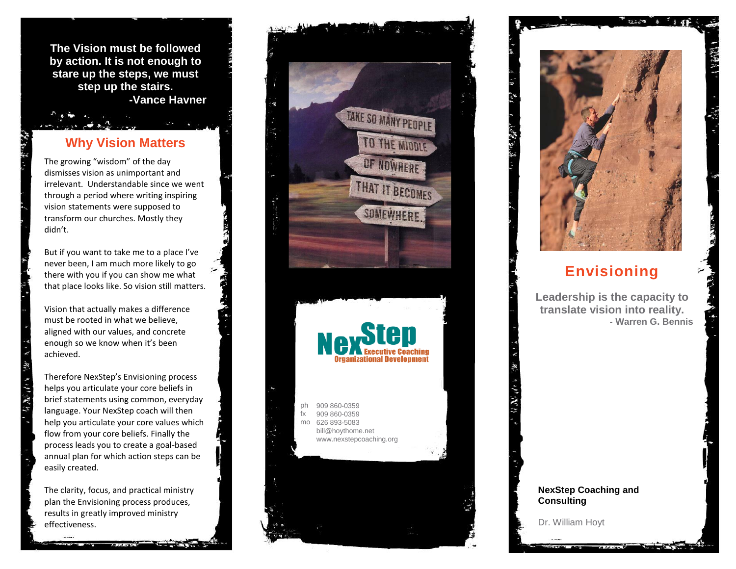**The Vision must be followed by action. It is not enough to stare up the steps, we must step up the stairs.**
**-Vance Havner**

## Why Vision Matters

The growing "wisdom" of the day dismisses vision as unimportant and irrelevant. Understandable since we went through a period where writing inspiring vision statements were supposed to transform our churches. Mostly they didn't.

But if you want to take me to a place I've never been, I am much more likely to go there with you if you can show me what that place looks like. So vision still matters.

Vision that actually makes a difference must be rooted in what we believe, aligned with our values, and concrete enough so we know when it's been achieved.

Therefore NexStep's Envisioning process helps you articulate your core beliefs in brief statements using common, everyday language. Your NexStep coach will then help you articulate your core values which flow from your core beliefs. Finally the process leads you to create a goal-based annual plan for which action steps can be easily created.

The clarity, focus, and practical ministry plan the Envisioning process produces, results in greatly improved ministry effectiveness.

TAKE SO MANY PEOPLE
TO THE MIDDLE
OF NOWHERE
THAT IT BECOMES
SOMEWHERE.

NexStep
Executive Coaching
Organizational Development

ph 909 860-0359
fx 909 860-0359
mo 626 893-5083
bill@hoythome.net
www.nexstepcoaching.org

# Envisioning

**Leadership is the capacity to translate vision into reality.**
**- Warren G. Bennis**

**NexStep Coaching and Consulting**

Dr. William Hoyt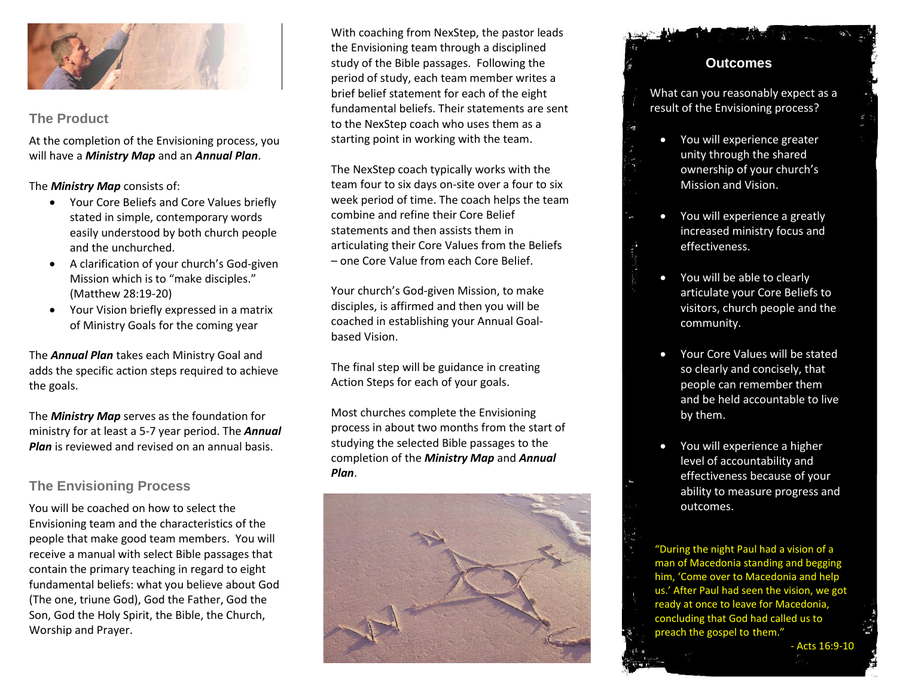## The Product

At the completion of the Envisioning process, you will have a ***Ministry Map*** and an ***Annual Plan***.

The ***Ministry Map*** consists of:

- Your Core Beliefs and Core Values briefly stated in simple, contemporary words easily understood by both church people and the unchurched.
- A clarification of your church's God-given Mission which is to "make disciples." (Matthew 28:19-20)
- Your Vision briefly expressed in a matrix of Ministry Goals for the coming year

The ***Annual Plan*** takes each Ministry Goal and adds the specific action steps required to achieve the goals.

The ***Ministry Map*** serves as the foundation for ministry for at least a 5-7 year period. The ***Annual Plan*** is reviewed and revised on an annual basis.

## The Envisioning Process

You will be coached on how to select the Envisioning team and the characteristics of the people that make good team members. You will receive a manual with select Bible passages that contain the primary teaching in regard to eight fundamental beliefs: what you believe about God (The one, triune God), God the Father, God the Son, God the Holy Spirit, the Bible, the Church, Worship and Prayer.

With coaching from NexStep, the pastor leads the Envisioning team through a disciplined study of the Bible passages. Following the period of study, each team member writes a brief belief statement for each of the eight fundamental beliefs. Their statements are sent to the NexStep coach who uses them as a starting point in working with the team.

The NexStep coach typically works with the team four to six days on-site over a four to six week period of time. The coach helps the team combine and refine their Core Belief statements and then assists them in articulating their Core Values from the Beliefs – one Core Value from each Core Belief.

Your church's God-given Mission, to make disciples, is affirmed and then you will be coached in establishing your Annual Goal-based Vision.

The final step will be guidance in creating Action Steps for each of your goals.

Most churches complete the Envisioning process in about two months from the start of studying the selected Bible passages to the completion of the ***Ministry Map*** and ***Annual Plan***.

## Outcomes

What can you reasonably expect as a result of the Envisioning process?

- You will experience greater unity through the shared ownership of your church's Mission and Vision.
- You will experience a greatly increased ministry focus and effectiveness.
- You will be able to clearly articulate your Core Beliefs to visitors, church people and the community.
- Your Core Values will be stated so clearly and concisely, that people can remember them and be held accountable to live by them.
- You will experience a higher level of accountability and effectiveness because of your ability to measure progress and outcomes.

"During the night Paul had a vision of a man of Macedonia standing and begging him, 'Come over to Macedonia and help us.' After Paul had seen the vision, we got ready at once to leave for Macedonia, concluding that God had called us to preach the gospel to them."

- Acts 16:9-10